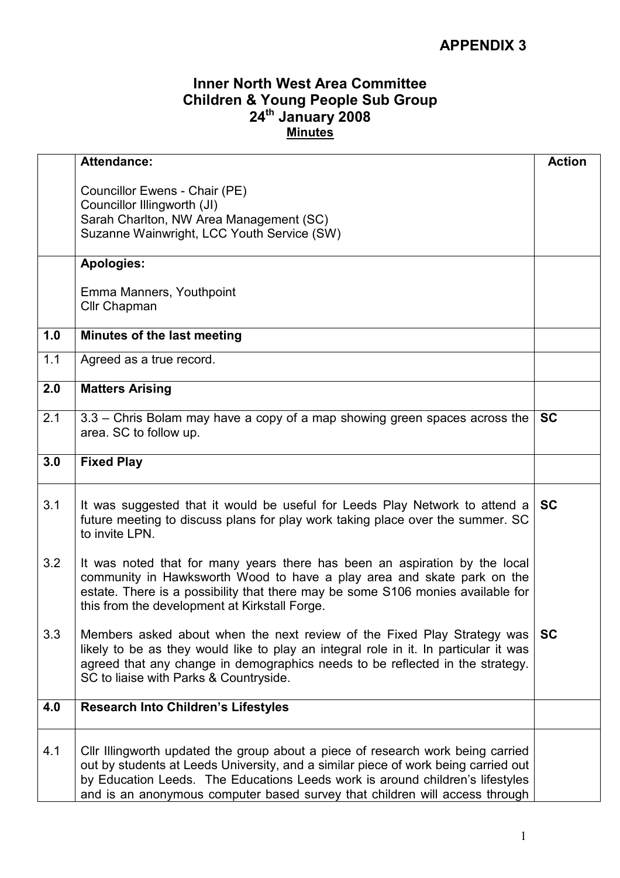**APPENDIX 3**

# Inner North West Area Committee
## Children & Young People Sub Group
## 24th January 2008
**Minutes**

| | **Attendance:**<br><br>Councillor Ewens - Chair (PE)<br>Councillor Illingworth (JI)<br>Sarah Charlton, NW Area Management (SC)<br>Suzanne Wainwright, LCC Youth Service (SW) | **Action** |
|---|---|---|
| | **Apologies:**<br><br>Emma Manners, Youthpoint<br>Cllr Chapman | |
| **1.0** | **Minutes of the last meeting** | |
| 1.1 | Agreed as a true record. | |
| **2.0** | **Matters Arising** | |
| 2.1 | 3.3 – Chris Bolam may have a copy of a map showing green spaces across the area. SC to follow up. | **SC** |
| **3.0** | **Fixed Play** | |
| 3.1 | It was suggested that it would be useful for Leeds Play Network to attend a future meeting to discuss plans for play work taking place over the summer. SC to invite LPN. | **SC** |
| 3.2 | It was noted that for many years there has been an aspiration by the local community in Hawksworth Wood to have a play area and skate park on the estate. There is a possibility that there may be some S106 monies available for this from the development at Kirkstall Forge. | |
| 3.3 | Members asked about when the next review of the Fixed Play Strategy was likely to be as they would like to play an integral role in it. In particular it was agreed that any change in demographics needs to be reflected in the strategy. SC to liaise with Parks & Countryside. | **SC** |
| **4.0** | **Research Into Children's Lifestyles** | |
| 4.1 | Cllr Illingworth updated the group about a piece of research work being carried out by students at Leeds University, and a similar piece of work being carried out by Education Leeds. The Educations Leeds work is around children's lifestyles and is an anonymous computer based survey that children will access through | |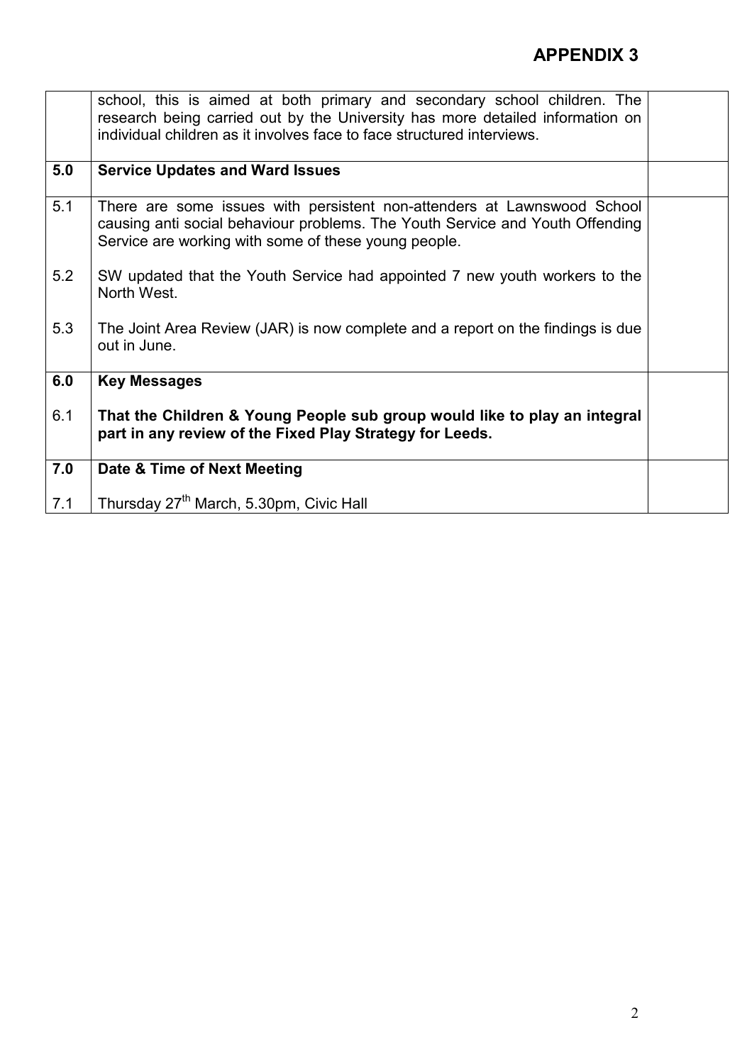# APPENDIX 3

| | | |
|---|---|---|
| | school, this is aimed at both primary and secondary school children. The research being carried out by the University has more detailed information on individual children as it involves face to face structured interviews. | |
| **5.0** | **Service Updates and Ward Issues** | |
| 5.1<br><br>5.2<br><br>5.3 | There are some issues with persistent non-attenders at Lawnswood School causing anti social behaviour problems. The Youth Service and Youth Offending Service are working with some of these young people.<br><br>SW updated that the Youth Service had appointed 7 new youth workers to the North West.<br><br>The Joint Area Review (JAR) is now complete and a report on the findings is due out in June. | |
| **6.0**<br><br>6.1 | **Key Messages**<br><br>**That the Children & Young People sub group would like to play an integral part in any review of the Fixed Play Strategy for Leeds.** | |
| **7.0**<br><br>7.1 | **Date & Time of Next Meeting**<br><br>Thursday 27th March, 5.30pm, Civic Hall | |